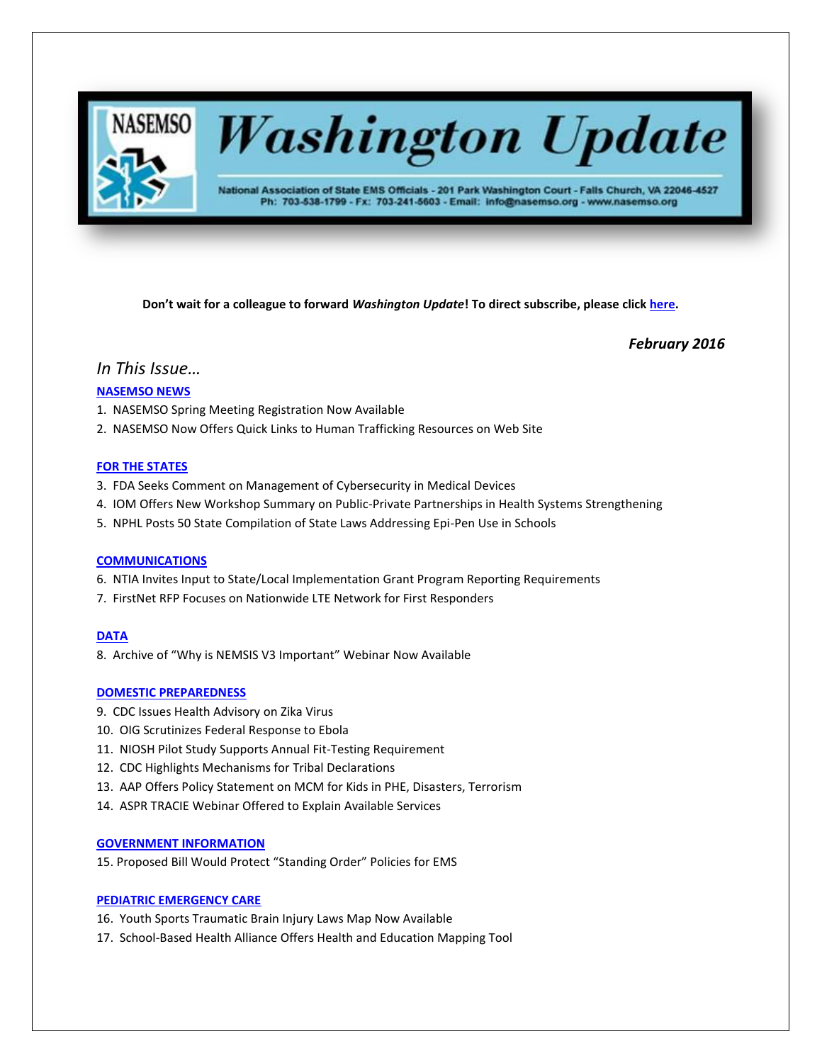# NASEMSO Washington Update

National Association of State EMS Officials - 201 Park Washington Court - Falls Church, VA 22046-4527
Ph: 703-538-1799 - Fx: 703-241-5603 - Email: info@nasemso.org - www.nasemso.org

**Don't wait for a colleague to forward *Washington Update*! To direct subscribe, please click [here](#).**

***February 2016***

## *In This Issue…*

### NASEMSO NEWS

1. NASEMSO Spring Meeting Registration Now Available
2. NASEMSO Now Offers Quick Links to Human Trafficking Resources on Web Site

### FOR THE STATES

3. FDA Seeks Comment on Management of Cybersecurity in Medical Devices
4. IOM Offers New Workshop Summary on Public-Private Partnerships in Health Systems Strengthening
5. NPHL Posts 50 State Compilation of State Laws Addressing Epi-Pen Use in Schools

### COMMUNICATIONS

6. NTIA Invites Input to State/Local Implementation Grant Program Reporting Requirements
7. FirstNet RFP Focuses on Nationwide LTE Network for First Responders

### DATA

8. Archive of "Why is NEMSIS V3 Important" Webinar Now Available

### DOMESTIC PREPAREDNESS

9. CDC Issues Health Advisory on Zika Virus
10. OIG Scrutinizes Federal Response to Ebola
11. NIOSH Pilot Study Supports Annual Fit-Testing Requirement
12. CDC Highlights Mechanisms for Tribal Declarations
13. AAP Offers Policy Statement on MCM for Kids in PHE, Disasters, Terrorism
14. ASPR TRACIE Webinar Offered to Explain Available Services

### GOVERNMENT INFORMATION

15. Proposed Bill Would Protect "Standing Order" Policies for EMS

### PEDIATRIC EMERGENCY CARE

16. Youth Sports Traumatic Brain Injury Laws Map Now Available
17. School-Based Health Alliance Offers Health and Education Mapping Tool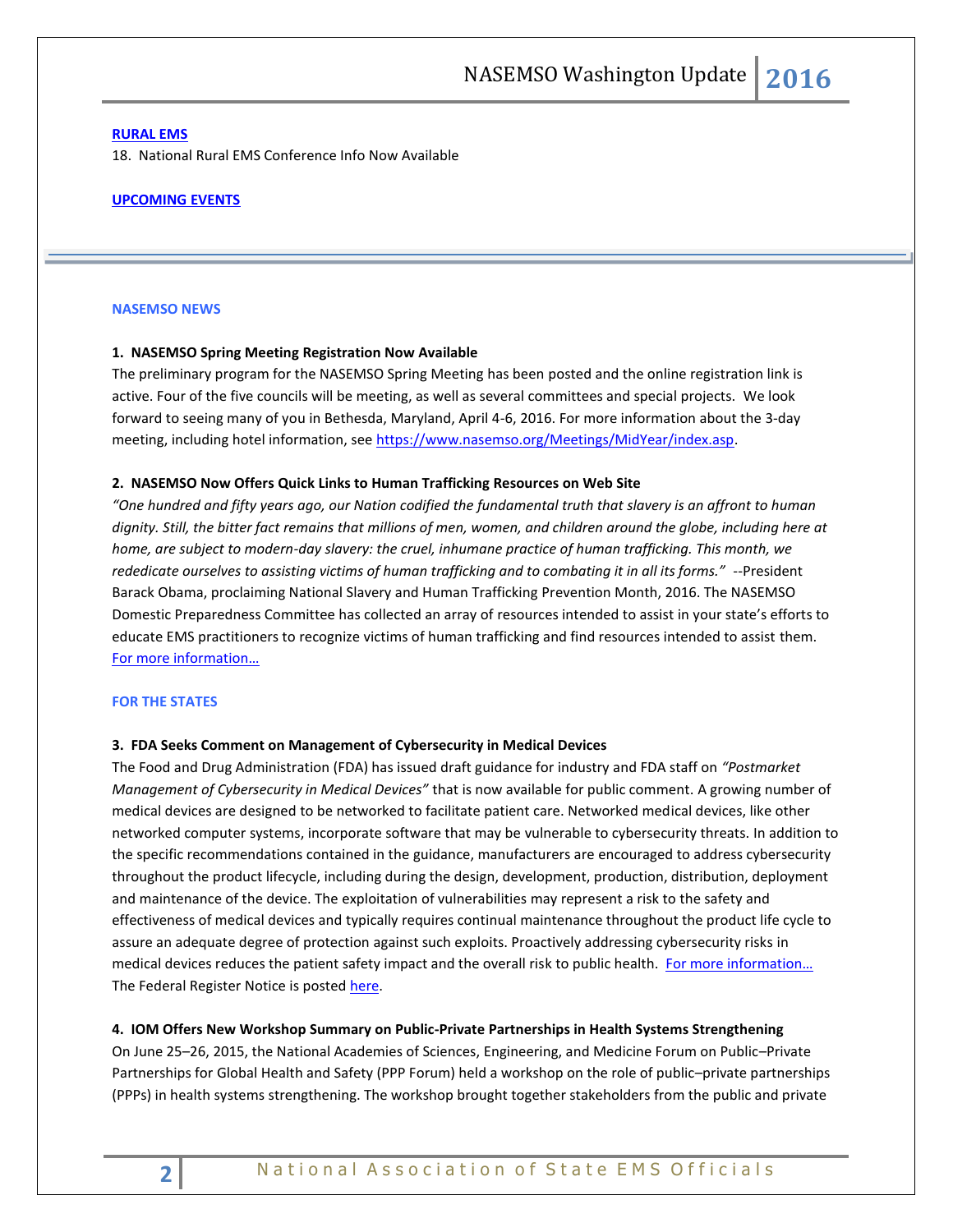**[RURAL EMS](#)**

18. National Rural EMS Conference Info Now Available

**[UPCOMING EVENTS](#)**

---

## NASEMSO NEWS

### 1. NASEMSO Spring Meeting Registration Now Available

The preliminary program for the NASEMSO Spring Meeting has been posted and the online registration link is active. Four of the five councils will be meeting, as well as several committees and special projects. We look forward to seeing many of you in Bethesda, Maryland, April 4-6, 2016. For more information about the 3-day meeting, including hotel information, see [https://www.nasemso.org/Meetings/MidYear/index.asp](https://www.nasemso.org/Meetings/MidYear/index.asp).

### 2. NASEMSO Now Offers Quick Links to Human Trafficking Resources on Web Site

*"One hundred and fifty years ago, our Nation codified the fundamental truth that slavery is an affront to human dignity. Still, the bitter fact remains that millions of men, women, and children around the globe, including here at home, are subject to modern-day slavery: the cruel, inhumane practice of human trafficking. This month, we rededicate ourselves to assisting victims of human trafficking and to combating it in all its forms."* --President Barack Obama, proclaiming National Slavery and Human Trafficking Prevention Month, 2016. The NASEMSO Domestic Preparedness Committee has collected an array of resources intended to assist in your state's efforts to educate EMS practitioners to recognize victims of human trafficking and find resources intended to assist them. [For more information…](#)

## FOR THE STATES

### 3. FDA Seeks Comment on Management of Cybersecurity in Medical Devices

The Food and Drug Administration (FDA) has issued draft guidance for industry and FDA staff on *"Postmarket Management of Cybersecurity in Medical Devices"* that is now available for public comment. A growing number of medical devices are designed to be networked to facilitate patient care. Networked medical devices, like other networked computer systems, incorporate software that may be vulnerable to cybersecurity threats. In addition to the specific recommendations contained in the guidance, manufacturers are encouraged to address cybersecurity throughout the product lifecycle, including during the design, development, production, distribution, deployment and maintenance of the device. The exploitation of vulnerabilities may represent a risk to the safety and effectiveness of medical devices and typically requires continual maintenance throughout the product life cycle to assure an adequate degree of protection against such exploits. Proactively addressing cybersecurity risks in medical devices reduces the patient safety impact and the overall risk to public health. [For more information…](#) The Federal Register Notice is posted [here](#).

### 4. IOM Offers New Workshop Summary on Public-Private Partnerships in Health Systems Strengthening

On June 25–26, 2015, the National Academies of Sciences, Engineering, and Medicine Forum on Public–Private Partnerships for Global Health and Safety (PPP Forum) held a workshop on the role of public–private partnerships (PPPs) in health systems strengthening. The workshop brought together stakeholders from the public and private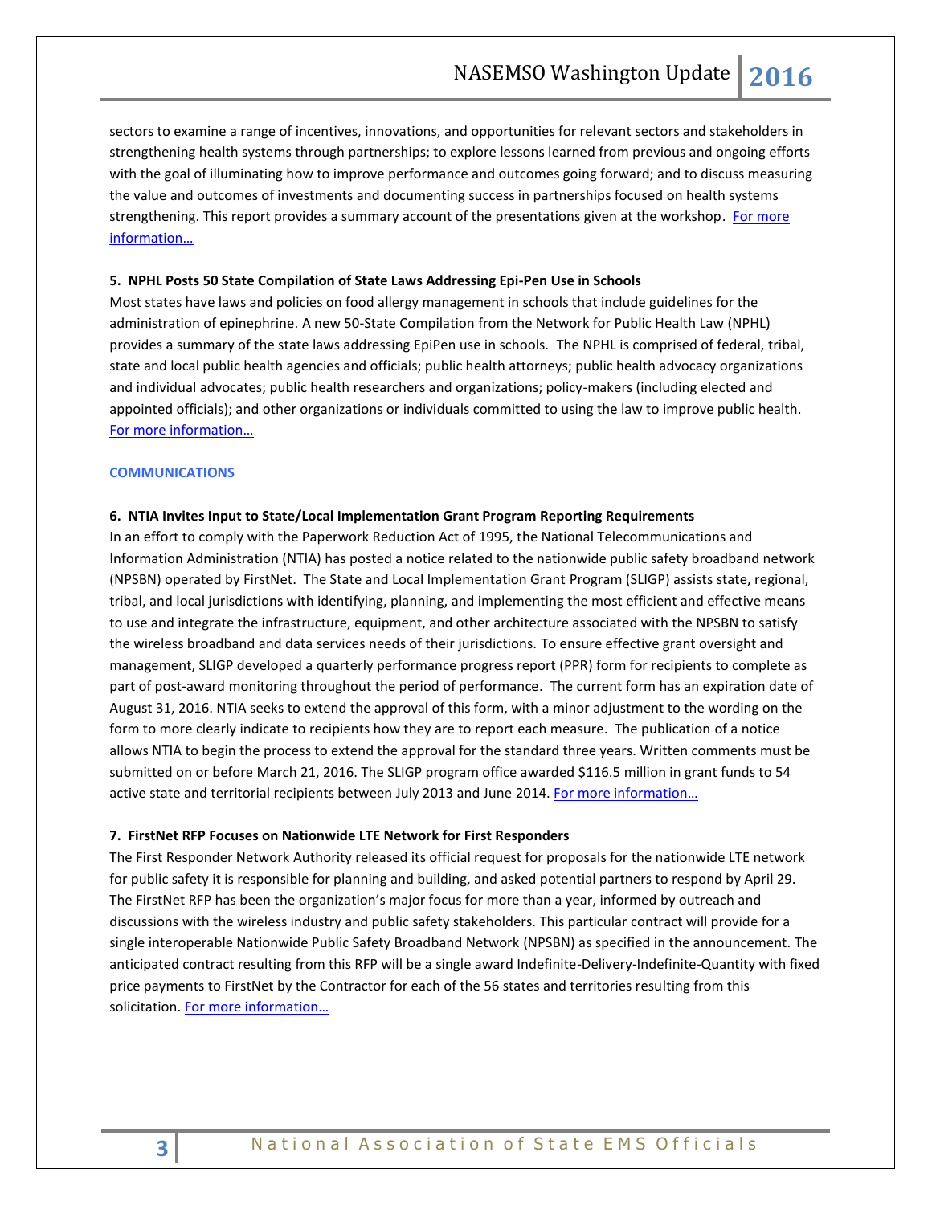sectors to examine a range of incentives, innovations, and opportunities for relevant sectors and stakeholders in strengthening health systems through partnerships; to explore lessons learned from previous and ongoing efforts with the goal of illuminating how to improve performance and outcomes going forward; and to discuss measuring the value and outcomes of investments and documenting success in partnerships focused on health systems strengthening. This report provides a summary account of the presentations given at the workshop. For more information…

**5. NPHL Posts 50 State Compilation of State Laws Addressing Epi-Pen Use in Schools**

Most states have laws and policies on food allergy management in schools that include guidelines for the administration of epinephrine. A new 50-State Compilation from the Network for Public Health Law (NPHL) provides a summary of the state laws addressing EpiPen use in schools. The NPHL is comprised of federal, tribal, state and local public health agencies and officials; public health attorneys; public health advocacy organizations and individual advocates; public health researchers and organizations; policy-makers (including elected and appointed officials); and other organizations or individuals committed to using the law to improve public health. For more information…

**COMMUNICATIONS**

**6. NTIA Invites Input to State/Local Implementation Grant Program Reporting Requirements**

In an effort to comply with the Paperwork Reduction Act of 1995, the National Telecommunications and Information Administration (NTIA) has posted a notice related to the nationwide public safety broadband network (NPSBN) operated by FirstNet. The State and Local Implementation Grant Program (SLIGP) assists state, regional, tribal, and local jurisdictions with identifying, planning, and implementing the most efficient and effective means to use and integrate the infrastructure, equipment, and other architecture associated with the NPSBN to satisfy the wireless broadband and data services needs of their jurisdictions. To ensure effective grant oversight and management, SLIGP developed a quarterly performance progress report (PPR) form for recipients to complete as part of post-award monitoring throughout the period of performance. The current form has an expiration date of August 31, 2016. NTIA seeks to extend the approval of this form, with a minor adjustment to the wording on the form to more clearly indicate to recipients how they are to report each measure. The publication of a notice allows NTIA to begin the process to extend the approval for the standard three years. Written comments must be submitted on or before March 21, 2016. The SLIGP program office awarded $116.5 million in grant funds to 54 active state and territorial recipients between July 2013 and June 2014. For more information…

**7. FirstNet RFP Focuses on Nationwide LTE Network for First Responders**

The First Responder Network Authority released its official request for proposals for the nationwide LTE network for public safety it is responsible for planning and building, and asked potential partners to respond by April 29. The FirstNet RFP has been the organization's major focus for more than a year, informed by outreach and discussions with the wireless industry and public safety stakeholders. This particular contract will provide for a single interoperable Nationwide Public Safety Broadband Network (NPSBN) as specified in the announcement. The anticipated contract resulting from this RFP will be a single award Indefinite-Delivery-Indefinite-Quantity with fixed price payments to FirstNet by the Contractor for each of the 56 states and territories resulting from this solicitation. For more information…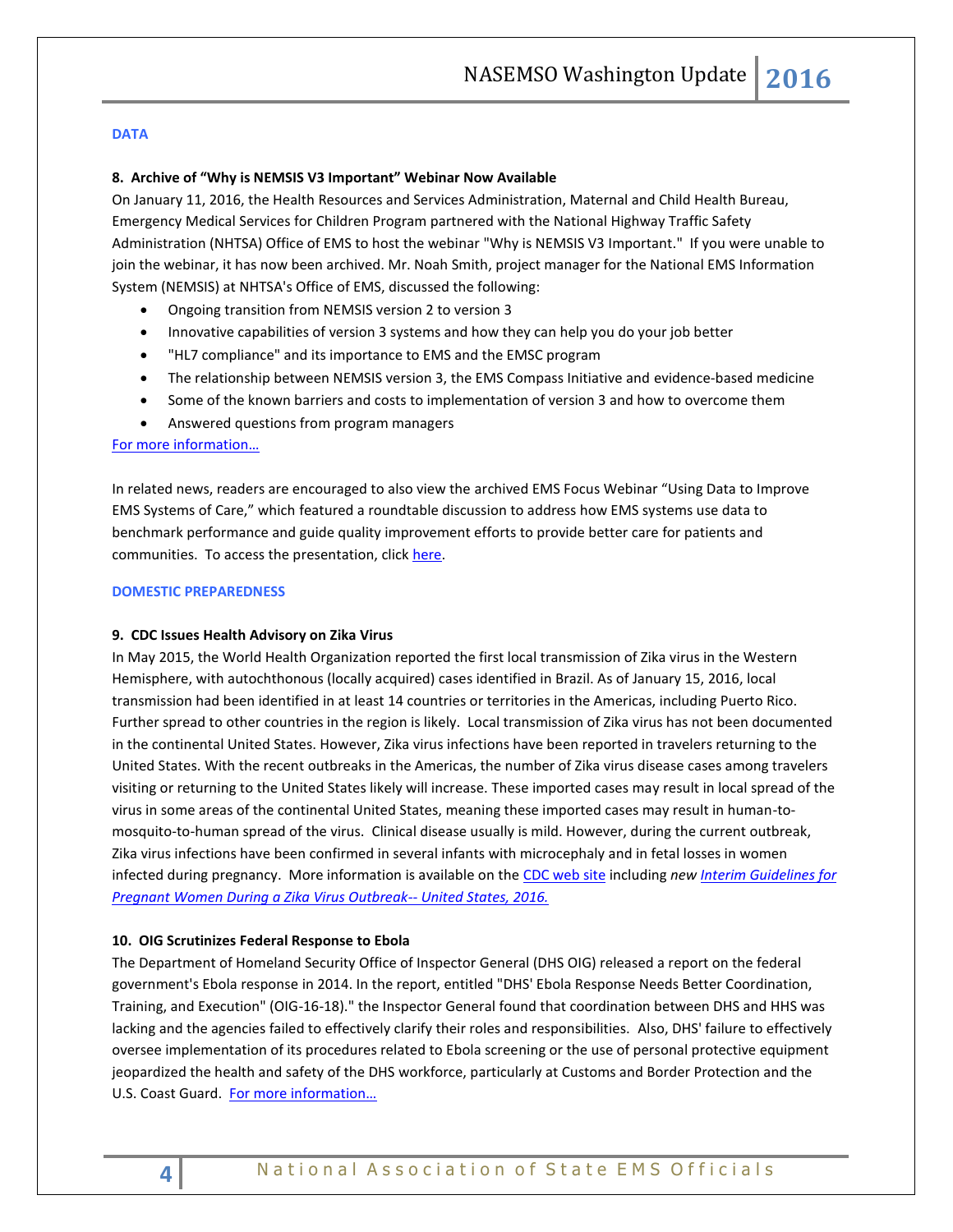**DATA**

**8. Archive of "Why is NEMSIS V3 Important" Webinar Now Available**

On January 11, 2016, the Health Resources and Services Administration, Maternal and Child Health Bureau, Emergency Medical Services for Children Program partnered with the National Highway Traffic Safety Administration (NHTSA) Office of EMS to host the webinar "Why is NEMSIS V3 Important." If you were unable to join the webinar, it has now been archived. Mr. Noah Smith, project manager for the National EMS Information System (NEMSIS) at NHTSA's Office of EMS, discussed the following:

- Ongoing transition from NEMSIS version 2 to version 3
- Innovative capabilities of version 3 systems and how they can help you do your job better
- "HL7 compliance" and its importance to EMS and the EMSC program
- The relationship between NEMSIS version 3, the EMS Compass Initiative and evidence-based medicine
- Some of the known barriers and costs to implementation of version 3 and how to overcome them
- Answered questions from program managers

For more information…

In related news, readers are encouraged to also view the archived EMS Focus Webinar "Using Data to Improve EMS Systems of Care," which featured a roundtable discussion to address how EMS systems use data to benchmark performance and guide quality improvement efforts to provide better care for patients and communities. To access the presentation, click here.

**DOMESTIC PREPAREDNESS**

**9. CDC Issues Health Advisory on Zika Virus**

In May 2015, the World Health Organization reported the first local transmission of Zika virus in the Western Hemisphere, with autochthonous (locally acquired) cases identified in Brazil. As of January 15, 2016, local transmission had been identified in at least 14 countries or territories in the Americas, including Puerto Rico. Further spread to other countries in the region is likely. Local transmission of Zika virus has not been documented in the continental United States. However, Zika virus infections have been reported in travelers returning to the United States. With the recent outbreaks in the Americas, the number of Zika virus disease cases among travelers visiting or returning to the United States likely will increase. These imported cases may result in local spread of the virus in some areas of the continental United States, meaning these imported cases may result in human-to-mosquito-to-human spread of the virus. Clinical disease usually is mild. However, during the current outbreak, Zika virus infections have been confirmed in several infants with microcephaly and in fetal losses in women infected during pregnancy. More information is available on the CDC web site including *new Interim Guidelines for Pregnant Women During a Zika Virus Outbreak-- United States, 2016.*

**10. OIG Scrutinizes Federal Response to Ebola**

The Department of Homeland Security Office of Inspector General (DHS OIG) released a report on the federal government's Ebola response in 2014. In the report, entitled "DHS' Ebola Response Needs Better Coordination, Training, and Execution" (OIG-16-18)." the Inspector General found that coordination between DHS and HHS was lacking and the agencies failed to effectively clarify their roles and responsibilities. Also, DHS' failure to effectively oversee implementation of its procedures related to Ebola screening or the use of personal protective equipment jeopardized the health and safety of the DHS workforce, particularly at Customs and Border Protection and the U.S. Coast Guard. For more information…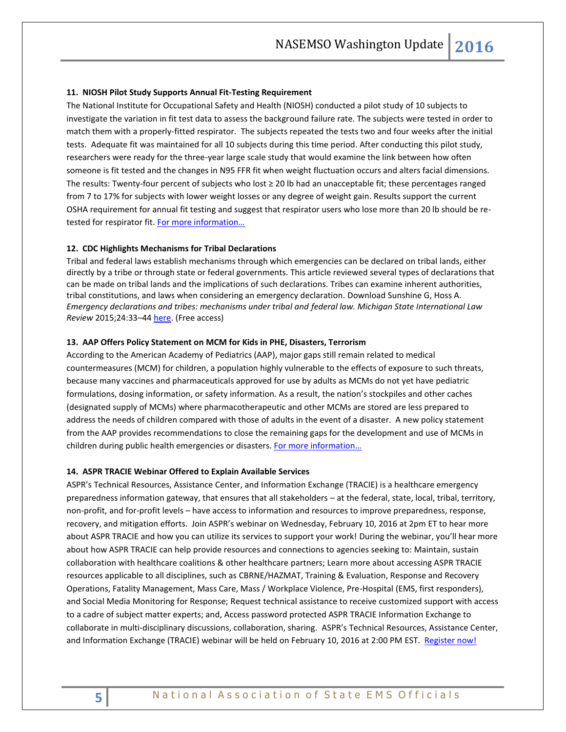### 11. NIOSH Pilot Study Supports Annual Fit-Testing Requirement

The National Institute for Occupational Safety and Health (NIOSH) conducted a pilot study of 10 subjects to investigate the variation in fit test data to assess the background failure rate. The subjects were tested in order to match them with a properly-fitted respirator. The subjects repeated the tests two and four weeks after the initial tests. Adequate fit was maintained for all 10 subjects during this time period. After conducting this pilot study, researchers were ready for the three-year large scale study that would examine the link between how often someone is fit tested and the changes in N95 FFR fit when weight fluctuation occurs and alters facial dimensions. The results: Twenty-four percent of subjects who lost ≥ 20 lb had an unacceptable fit; these percentages ranged from 7 to 17% for subjects with lower weight losses or any degree of weight gain. Results support the current OSHA requirement for annual fit testing and suggest that respirator users who lose more than 20 lb should be re-tested for respirator fit. For more information…

### 12. CDC Highlights Mechanisms for Tribal Declarations

Tribal and federal laws establish mechanisms through which emergencies can be declared on tribal lands, either directly by a tribe or through state or federal governments. This article reviewed several types of declarations that can be made on tribal lands and the implications of such declarations. Tribes can examine inherent authorities, tribal constitutions, and laws when considering an emergency declaration. Download Sunshine G, Hoss A. *Emergency declarations and tribes: mechanisms under tribal and federal law. Michigan State International Law Review* 2015;24:33–44 here. (Free access)

### 13. AAP Offers Policy Statement on MCM for Kids in PHE, Disasters, Terrorism

According to the American Academy of Pediatrics (AAP), major gaps still remain related to medical countermeasures (MCM) for children, a population highly vulnerable to the effects of exposure to such threats, because many vaccines and pharmaceuticals approved for use by adults as MCMs do not yet have pediatric formulations, dosing information, or safety information. As a result, the nation's stockpiles and other caches (designated supply of MCMs) where pharmacotherapeutic and other MCMs are stored are less prepared to address the needs of children compared with those of adults in the event of a disaster. A new policy statement from the AAP provides recommendations to close the remaining gaps for the development and use of MCMs in children during public health emergencies or disasters. For more information…

### 14. ASPR TRACIE Webinar Offered to Explain Available Services

ASPR's Technical Resources, Assistance Center, and Information Exchange (TRACIE) is a healthcare emergency preparedness information gateway, that ensures that all stakeholders – at the federal, state, local, tribal, territory, non-profit, and for-profit levels – have access to information and resources to improve preparedness, response, recovery, and mitigation efforts. Join ASPR's webinar on Wednesday, February 10, 2016 at 2pm ET to hear more about ASPR TRACIE and how you can utilize its services to support your work! During the webinar, you'll hear more about how ASPR TRACIE can help provide resources and connections to agencies seeking to: Maintain, sustain collaboration with healthcare coalitions & other healthcare partners; Learn more about accessing ASPR TRACIE resources applicable to all disciplines, such as CBRNE/HAZMAT, Training & Evaluation, Response and Recovery Operations, Fatality Management, Mass Care, Mass / Workplace Violence, Pre-Hospital (EMS, first responders), and Social Media Monitoring for Response; Request technical assistance to receive customized support with access to a cadre of subject matter experts; and, Access password protected ASPR TRACIE Information Exchange to collaborate in multi-disciplinary discussions, collaboration, sharing. ASPR's Technical Resources, Assistance Center, and Information Exchange (TRACIE) webinar will be held on February 10, 2016 at 2:00 PM EST. Register now!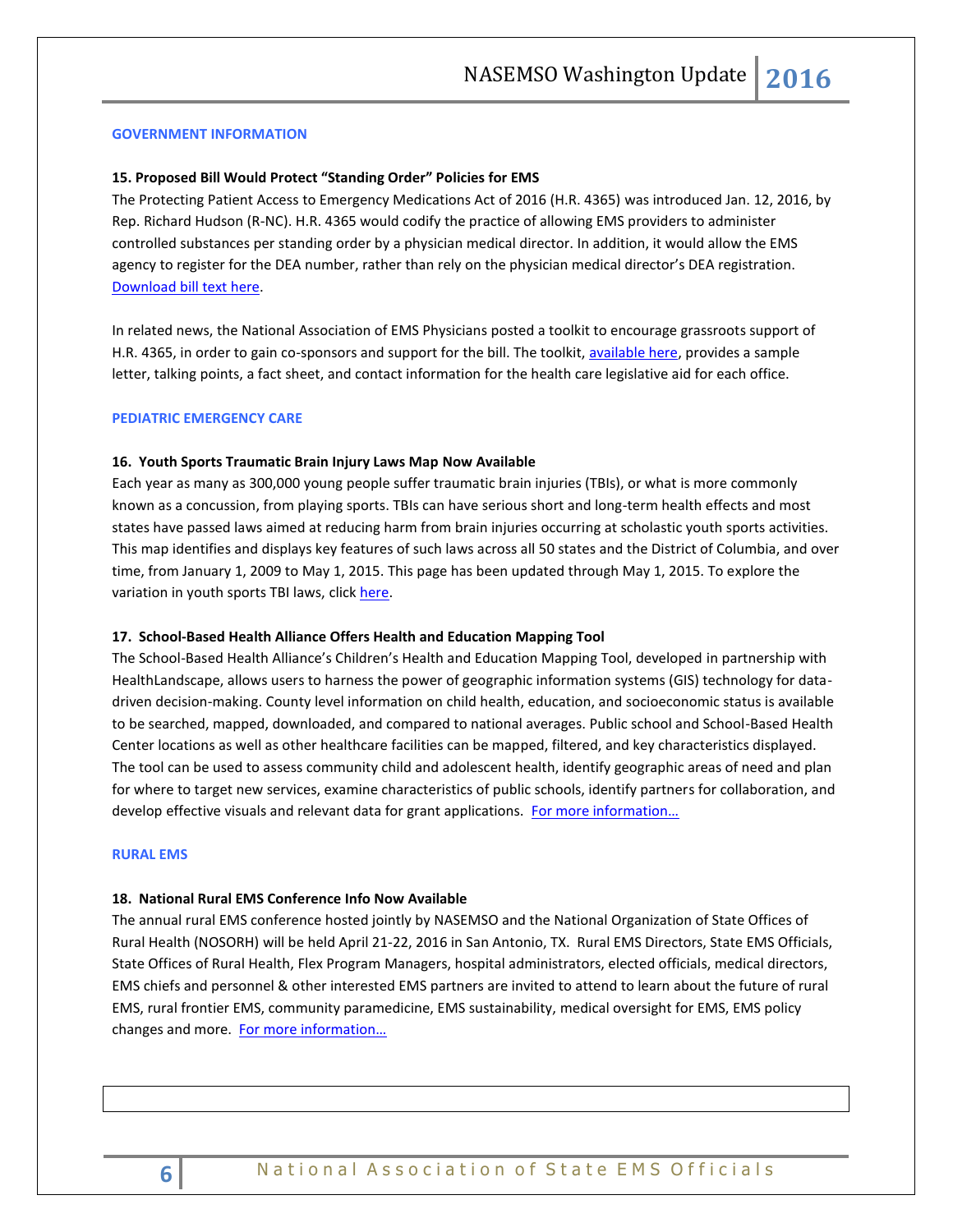## GOVERNMENT INFORMATION

### 15. Proposed Bill Would Protect "Standing Order" Policies for EMS

The Protecting Patient Access to Emergency Medications Act of 2016 (H.R. 4365) was introduced Jan. 12, 2016, by Rep. Richard Hudson (R-NC). H.R. 4365 would codify the practice of allowing EMS providers to administer controlled substances per standing order by a physician medical director. In addition, it would allow the EMS agency to register for the DEA number, rather than rely on the physician medical director's DEA registration. Download bill text here.

In related news, the National Association of EMS Physicians posted a toolkit to encourage grassroots support of H.R. 4365, in order to gain co-sponsors and support for the bill. The toolkit, available here, provides a sample letter, talking points, a fact sheet, and contact information for the health care legislative aid for each office.

## PEDIATRIC EMERGENCY CARE

### 16. Youth Sports Traumatic Brain Injury Laws Map Now Available

Each year as many as 300,000 young people suffer traumatic brain injuries (TBIs), or what is more commonly known as a concussion, from playing sports. TBIs can have serious short and long-term health effects and most states have passed laws aimed at reducing harm from brain injuries occurring at scholastic youth sports activities. This map identifies and displays key features of such laws across all 50 states and the District of Columbia, and over time, from January 1, 2009 to May 1, 2015. This page has been updated through May 1, 2015. To explore the variation in youth sports TBI laws, click here.

### 17. School-Based Health Alliance Offers Health and Education Mapping Tool

The School-Based Health Alliance's Children's Health and Education Mapping Tool, developed in partnership with HealthLandscape, allows users to harness the power of geographic information systems (GIS) technology for data-driven decision-making. County level information on child health, education, and socioeconomic status is available to be searched, mapped, downloaded, and compared to national averages. Public school and School-Based Health Center locations as well as other healthcare facilities can be mapped, filtered, and key characteristics displayed. The tool can be used to assess community child and adolescent health, identify geographic areas of need and plan for where to target new services, examine characteristics of public schools, identify partners for collaboration, and develop effective visuals and relevant data for grant applications. For more information…

## RURAL EMS

### 18. National Rural EMS Conference Info Now Available

The annual rural EMS conference hosted jointly by NASEMSO and the National Organization of State Offices of Rural Health (NOSORH) will be held April 21-22, 2016 in San Antonio, TX. Rural EMS Directors, State EMS Officials, State Offices of Rural Health, Flex Program Managers, hospital administrators, elected officials, medical directors, EMS chiefs and personnel & other interested EMS partners are invited to attend to learn about the future of rural EMS, rural frontier EMS, community paramedicine, EMS sustainability, medical oversight for EMS, EMS policy changes and more. For more information…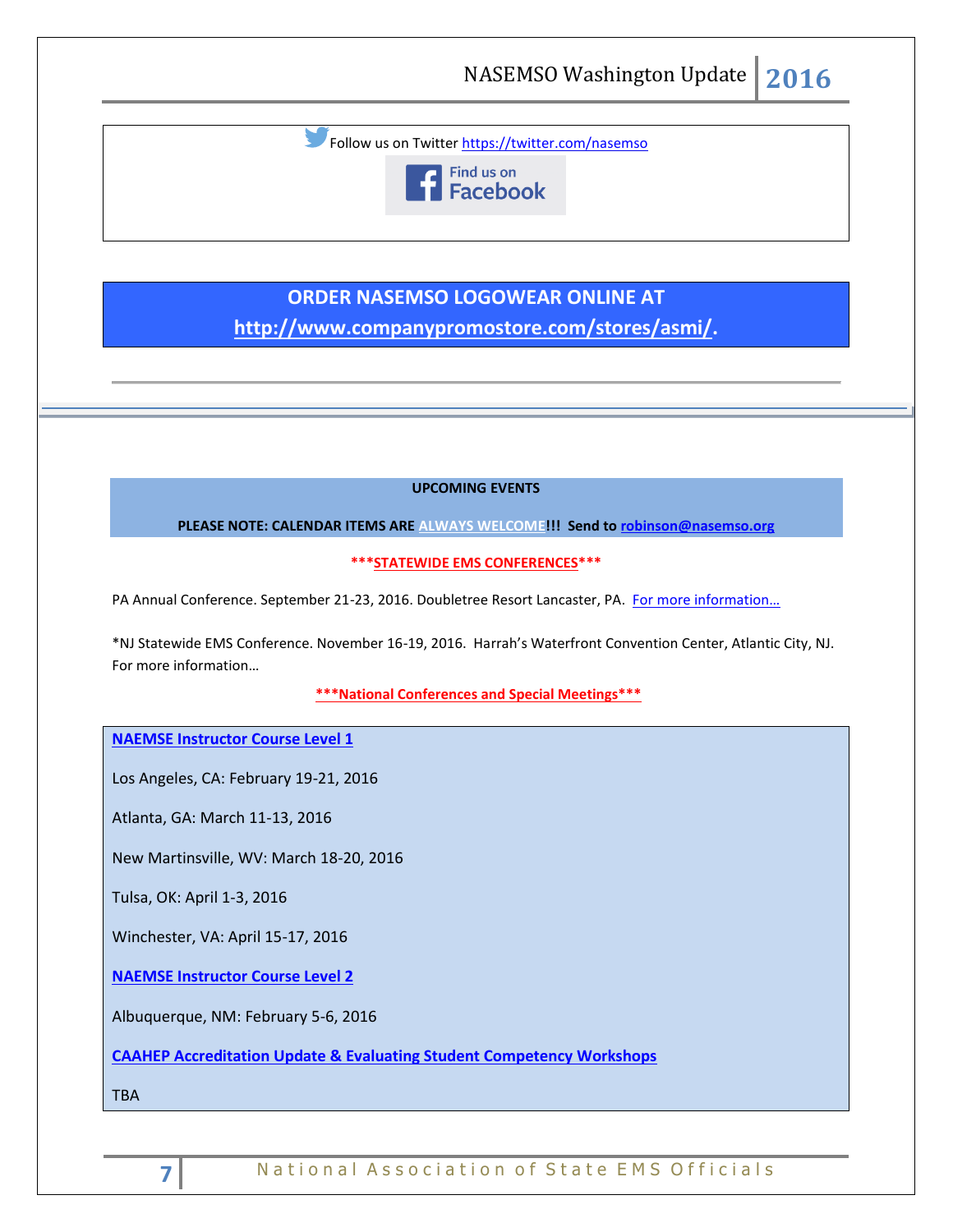Follow us on Twitter https://twitter.com/nasemso

Find us on Facebook

**ORDER NASEMSO LOGOWEAR ONLINE AT http://www.companypromostore.com/stores/asmi/.**

---

**UPCOMING EVENTS**

**PLEASE NOTE: CALENDAR ITEMS ARE ALWAYS WELCOME!!! Send to robinson@nasemso.org**

**\*\*\*STATEWIDE EMS CONFERENCES\*\*\***

PA Annual Conference. September 21-23, 2016. Doubletree Resort Lancaster, PA. For more information…

*NJ Statewide EMS Conference. November 16-19, 2016. Harrah's Waterfront Convention Center, Atlantic City, NJ. For more information…

**\*\*\*National Conferences and Special Meetings\*\*\***

**NAEMSE Instructor Course Level 1**

Los Angeles, CA: February 19-21, 2016

Atlanta, GA: March 11-13, 2016

New Martinsville, WV: March 18-20, 2016

Tulsa, OK: April 1-3, 2016

Winchester, VA: April 15-17, 2016

**NAEMSE Instructor Course Level 2**

Albuquerque, NM: February 5-6, 2016

**CAAHEP Accreditation Update & Evaluating Student Competency Workshops**

TBA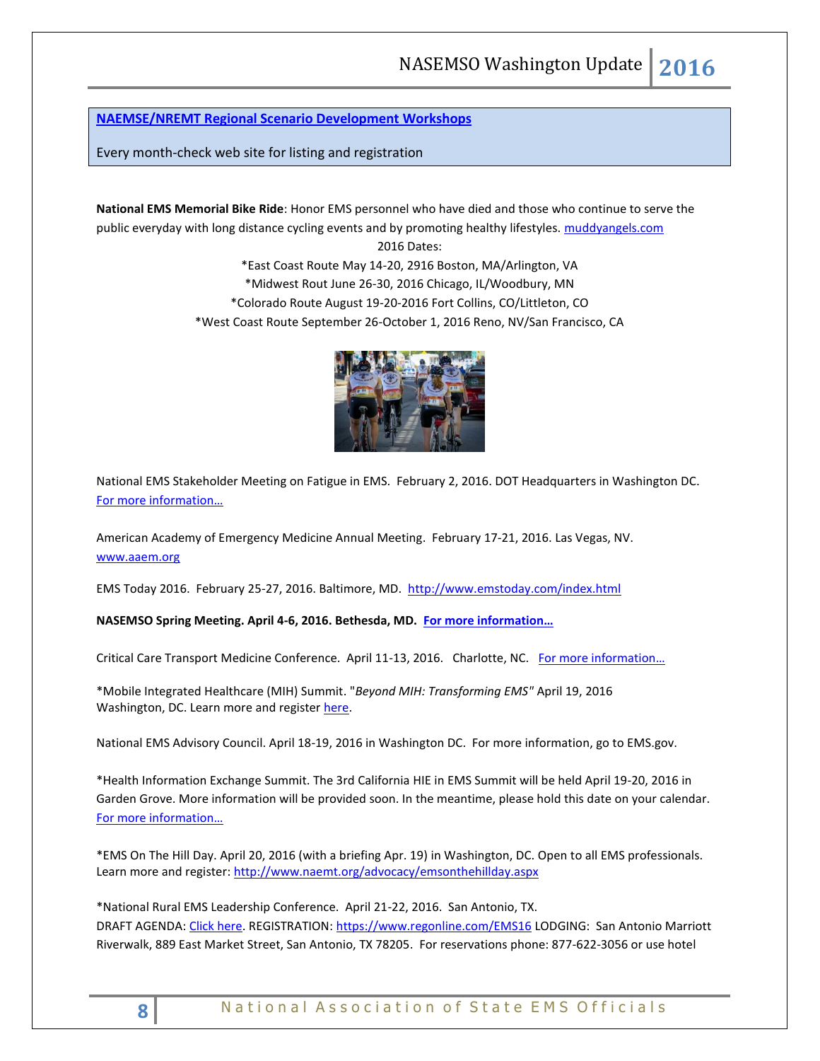**[NAEMSE/NREMT Regional Scenario Development Workshops](#)**

Every month-check web site for listing and registration

**National EMS Memorial Bike Ride**: Honor EMS personnel who have died and those who continue to serve the public everyday with long distance cycling events and by promoting healthy lifestyles. [muddyangels.com](#)

2016 Dates:

*East Coast Route May 14-20, 2916 Boston, MA/Arlington, VA

*Midwest Rout June 26-30, 2016 Chicago, IL/Woodbury, MN

*Colorado Route August 19-20-2016 Fort Collins, CO/Littleton, CO

*West Coast Route September 26-October 1, 2016 Reno, NV/San Francisco, CA

National EMS Stakeholder Meeting on Fatigue in EMS. February 2, 2016. DOT Headquarters in Washington DC. [For more information…](#)

American Academy of Emergency Medicine Annual Meeting. February 17-21, 2016. Las Vegas, NV. [www.aaem.org](#)

EMS Today 2016. February 25-27, 2016. Baltimore, MD. [http://www.emstoday.com/index.html](http://www.emstoday.com/index.html)

**NASEMSO Spring Meeting. April 4-6, 2016. Bethesda, MD. [For more information…](#)**

Critical Care Transport Medicine Conference. April 11-13, 2016. Charlotte, NC. [For more information…](#)

*Mobile Integrated Healthcare (MIH) Summit. "*Beyond MIH: Transforming EMS*" April 19, 2016 Washington, DC. Learn more and register [here](#).

National EMS Advisory Council. April 18-19, 2016 in Washington DC. For more information, go to EMS.gov.

*Health Information Exchange Summit. The 3rd California HIE in EMS Summit will be held April 19-20, 2016 in Garden Grove. More information will be provided soon. In the meantime, please hold this date on your calendar. [For more information…](#)

*EMS On The Hill Day. April 20, 2016 (with a briefing Apr. 19) in Washington, DC. Open to all EMS professionals. Learn more and register: [http://www.naemt.org/advocacy/emsonthehillday.aspx](http://www.naemt.org/advocacy/emsonthehillday.aspx)

*National Rural EMS Leadership Conference. April 21-22, 2016. San Antonio, TX.
DRAFT AGENDA: [Click here](#). REGISTRATION: [https://www.regonline.com/EMS16](https://www.regonline.com/EMS16) LODGING: San Antonio Marriott Riverwalk, 889 East Market Street, San Antonio, TX 78205. For reservations phone: 877-622-3056 or use hotel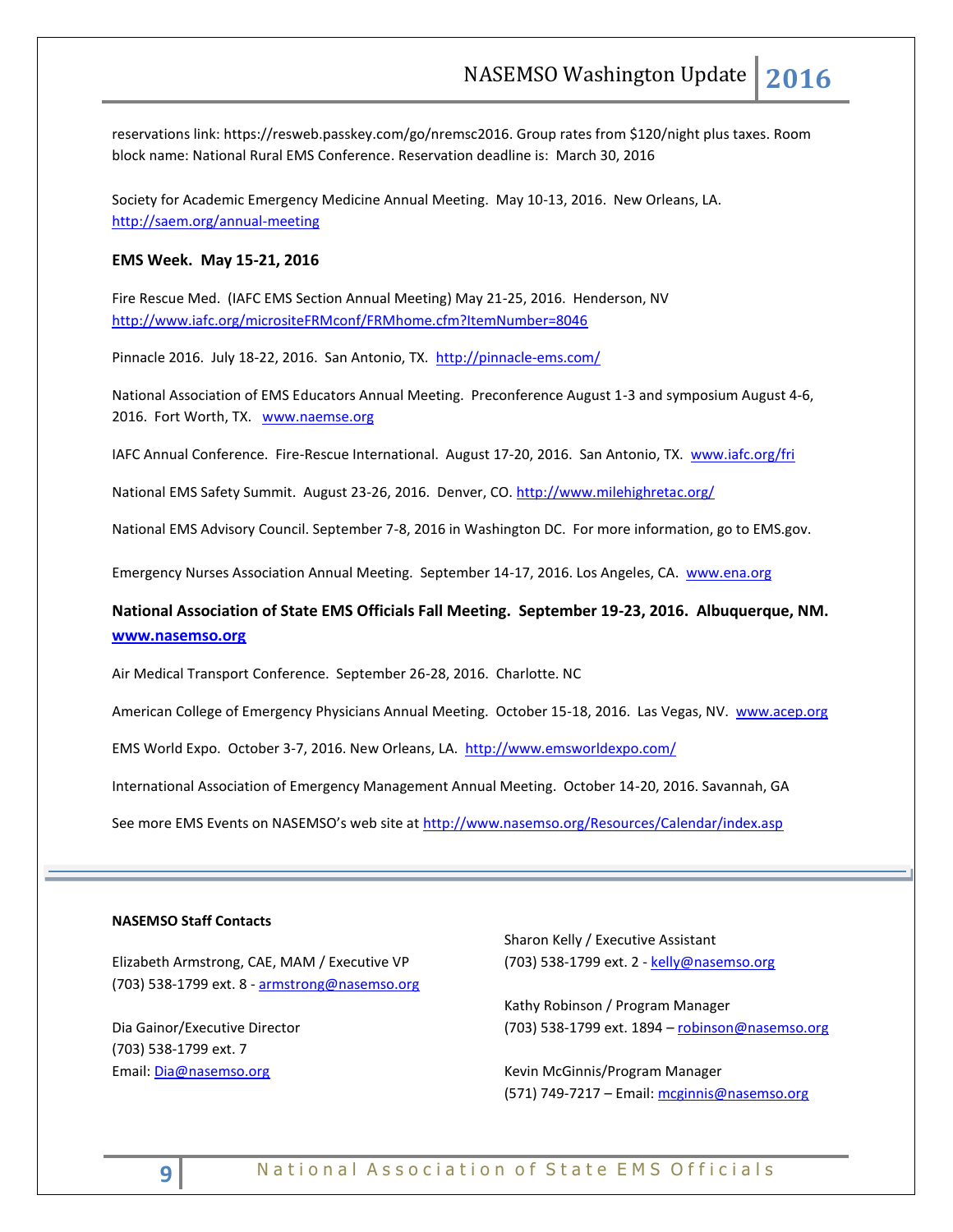reservations link: https://resweb.passkey.com/go/nremsc2016. Group rates from $120/night plus taxes. Room block name: National Rural EMS Conference. Reservation deadline is: March 30, 2016

Society for Academic Emergency Medicine Annual Meeting. May 10-13, 2016. New Orleans, LA. http://saem.org/annual-meeting

**EMS Week. May 15-21, 2016**

Fire Rescue Med. (IAFC EMS Section Annual Meeting) May 21-25, 2016. Henderson, NV http://www.iafc.org/micrositeFRMconf/FRMhome.cfm?ItemNumber=8046

Pinnacle 2016. July 18-22, 2016. San Antonio, TX. http://pinnacle-ems.com/

National Association of EMS Educators Annual Meeting. Preconference August 1-3 and symposium August 4-6, 2016. Fort Worth, TX. www.naemse.org

IAFC Annual Conference. Fire-Rescue International. August 17-20, 2016. San Antonio, TX. www.iafc.org/fri

National EMS Safety Summit. August 23-26, 2016. Denver, CO. http://www.milehighretac.org/

National EMS Advisory Council. September 7-8, 2016 in Washington DC. For more information, go to EMS.gov.

Emergency Nurses Association Annual Meeting. September 14-17, 2016. Los Angeles, CA. www.ena.org

**National Association of State EMS Officials Fall Meeting. September 19-23, 2016. Albuquerque, NM. www.nasemso.org**

Air Medical Transport Conference. September 26-28, 2016. Charlotte. NC

American College of Emergency Physicians Annual Meeting. October 15-18, 2016. Las Vegas, NV. www.acep.org

EMS World Expo. October 3-7, 2016. New Orleans, LA. http://www.emsworldexpo.com/

International Association of Emergency Management Annual Meeting. October 14-20, 2016. Savannah, GA

See more EMS Events on NASEMSO's web site at http://www.nasemso.org/Resources/Calendar/index.asp

---

**NASEMSO Staff Contacts**

Elizabeth Armstrong, CAE, MAM / Executive VP
(703) 538-1799 ext. 8 - armstrong@nasemso.org

Dia Gainor/Executive Director
(703) 538-1799 ext. 7
Email: Dia@nasemso.org

Sharon Kelly / Executive Assistant
(703) 538-1799 ext. 2 - kelly@nasemso.org

Kathy Robinson / Program Manager
(703) 538-1799 ext. 1894 – robinson@nasemso.org

Kevin McGinnis/Program Manager
(571) 749-7217 – Email: mcginnis@nasemso.org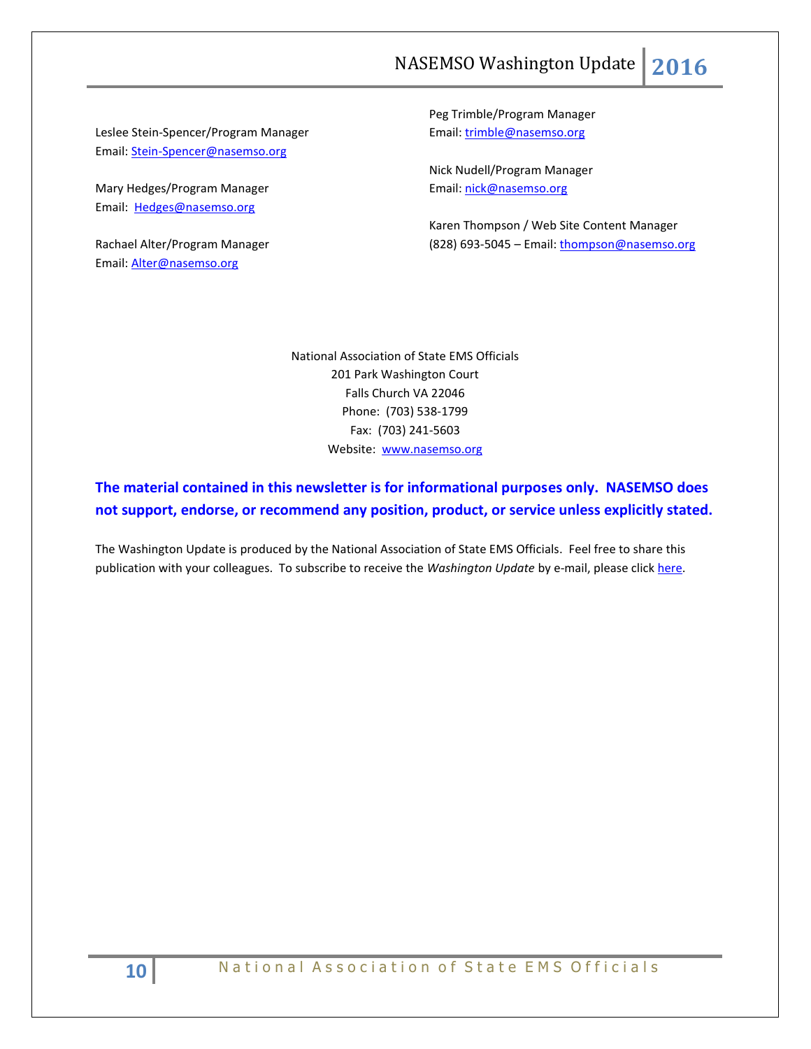Leslee Stein-Spencer/Program Manager
Email: Stein-Spencer@nasemso.org

Mary Hedges/Program Manager
Email: Hedges@nasemso.org

Rachael Alter/Program Manager
Email: Alter@nasemso.org

Peg Trimble/Program Manager
Email: trimble@nasemso.org

Nick Nudell/Program Manager
Email: nick@nasemso.org

Karen Thompson / Web Site Content Manager
(828) 693-5045 – Email: thompson@nasemso.org

National Association of State EMS Officials
201 Park Washington Court
Falls Church VA 22046
Phone: (703) 538-1799
Fax: (703) 241-5603
Website: www.nasemso.org

**The material contained in this newsletter is for informational purposes only. NASEMSO does not support, endorse, or recommend any position, product, or service unless explicitly stated.**

The Washington Update is produced by the National Association of State EMS Officials. Feel free to share this publication with your colleagues. To subscribe to receive the *Washington Update* by e-mail, please click here.